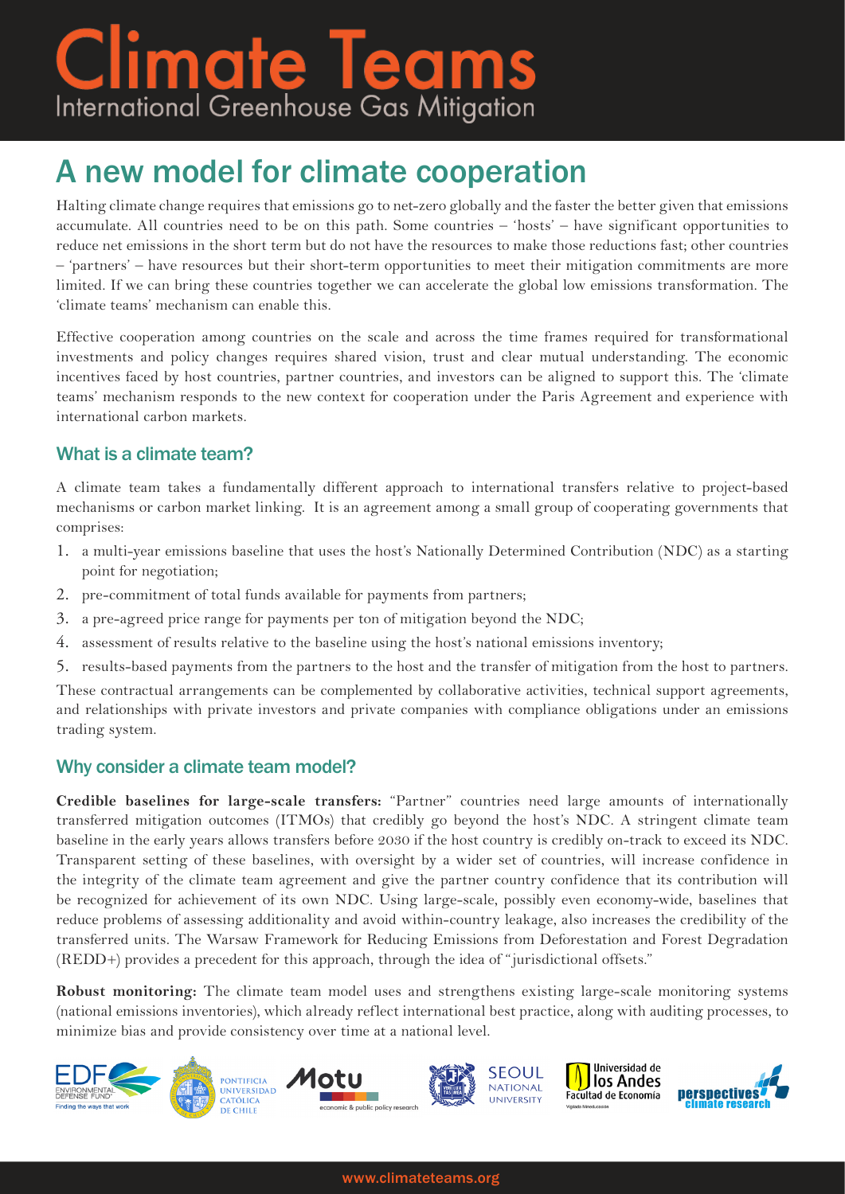# Climate Teams

International Greenhouse Gas Mitigation

## A new model for climate cooperation

Halting climate change requires that emissions go to net-zero globally and the faster the better given that emissions accumulate. All countries need to be on this path. Some countries – 'hosts' – have significant opportunities to reduce net emissions in the short term but do not have the resources to make those reductions fast; other countries – 'partners' – have resources but their short-term opportunities to meet their mitigation commitments are more limited. If we can bring these countries together we can accelerate the global low emissions transformation. The 'climate teams' mechanism can enable this.

Effective cooperation among countries on the scale and across the time frames required for transformational investments and policy changes requires shared vision, trust and clear mutual understanding. The economic incentives faced by host countries, partner countries, and investors can be aligned to support this. The 'climate teams' mechanism responds to the new context for cooperation under the Paris Agreement and experience with international carbon markets.

### What is a climate team?

A climate team takes a fundamentally different approach to international transfers relative to project-based mechanisms or carbon market linking. It is an agreement among a small group of cooperating governments that comprises:

1. a multi-year emissions baseline that uses the host's Nationally Determined Contribution (NDC) as a starting point for negotiation;
2. pre-commitment of total funds available for payments from partners;
3. a pre-agreed price range for payments per ton of mitigation beyond the NDC;
4. assessment of results relative to the baseline using the host's national emissions inventory;
5. results-based payments from the partners to the host and the transfer of mitigation from the host to partners.

These contractual arrangements can be complemented by collaborative activities, technical support agreements, and relationships with private investors and private companies with compliance obligations under an emissions trading system.

### Why consider a climate team model?

**Credible baselines for large-scale transfers:** "Partner" countries need large amounts of internationally transferred mitigation outcomes (ITMOs) that credibly go beyond the host's NDC. A stringent climate team baseline in the early years allows transfers before 2030 if the host country is credibly on-track to exceed its NDC. Transparent setting of these baselines, with oversight by a wider set of countries, will increase confidence in the integrity of the climate team agreement and give the partner country confidence that its contribution will be recognized for achievement of its own NDC. Using large-scale, possibly even economy-wide, baselines that reduce problems of assessing additionality and avoid within-country leakage, also increases the credibility of the transferred units. The Warsaw Framework for Reducing Emissions from Deforestation and Forest Degradation (REDD+) provides a precedent for this approach, through the idea of "jurisdictional offsets."

**Robust monitoring:** The climate team model uses and strengthens existing large-scale monitoring systems (national emissions inventories), which already reflect international best practice, along with auditing processes, to minimize bias and provide consistency over time at a national level.

EDF Environmental Defense Fund — Finding the ways that work | Pontificia Universidad Católica de Chile | Motu economic & public policy research | Seoul National University | Universidad de los Andes Facultad de Economía | perspectives climate research

www.climateteams.org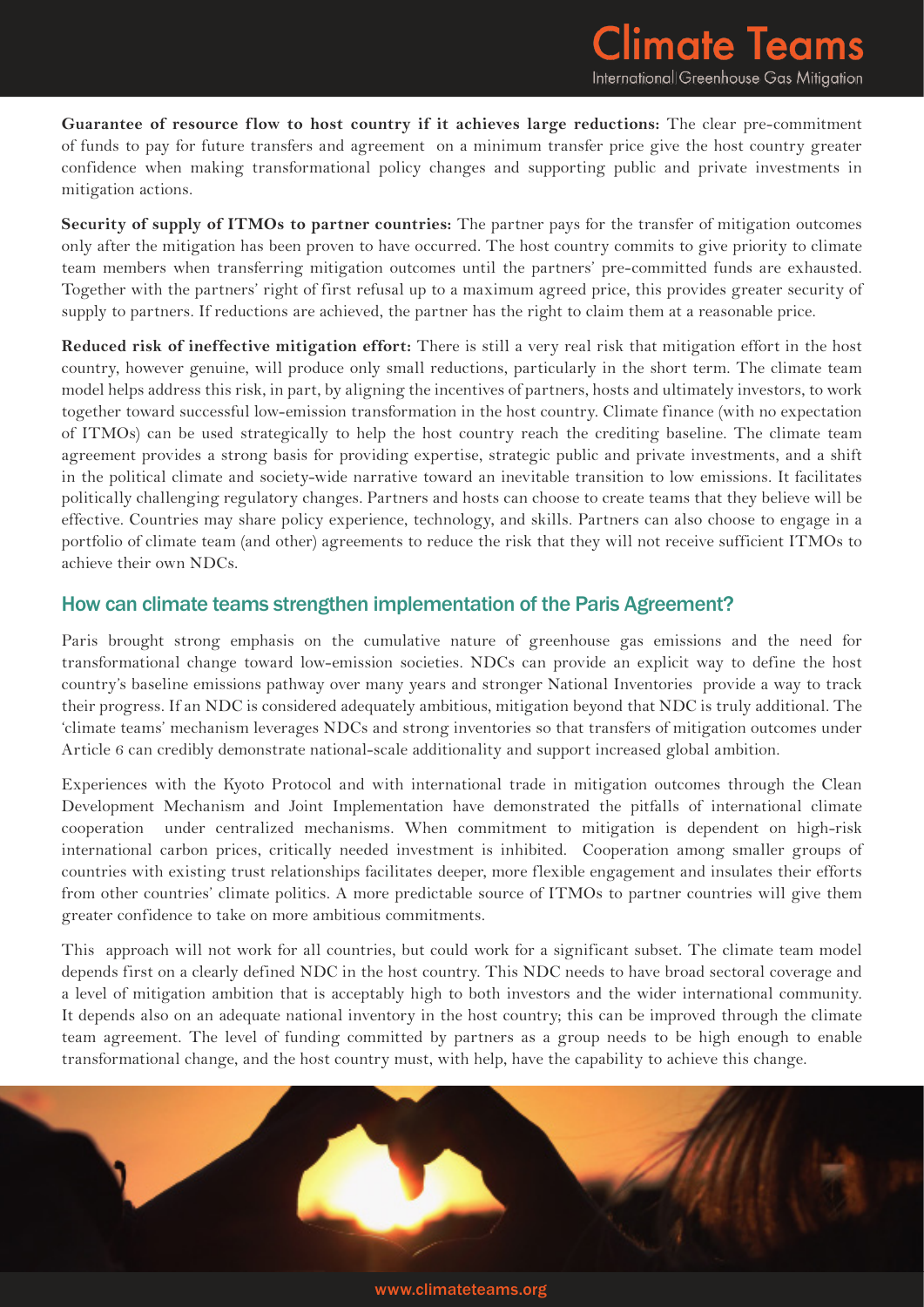**Guarantee of resource flow to host country if it achieves large reductions:** The clear pre-commitment of funds to pay for future transfers and agreement on a minimum transfer price give the host country greater confidence when making transformational policy changes and supporting public and private investments in mitigation actions.

**Security of supply of ITMOs to partner countries:** The partner pays for the transfer of mitigation outcomes only after the mitigation has been proven to have occurred. The host country commits to give priority to climate team members when transferring mitigation outcomes until the partners' pre-committed funds are exhausted. Together with the partners' right of first refusal up to a maximum agreed price, this provides greater security of supply to partners. If reductions are achieved, the partner has the right to claim them at a reasonable price.

**Reduced risk of ineffective mitigation effort:** There is still a very real risk that mitigation effort in the host country, however genuine, will produce only small reductions, particularly in the short term. The climate team model helps address this risk, in part, by aligning the incentives of partners, hosts and ultimately investors, to work together toward successful low-emission transformation in the host country. Climate finance (with no expectation of ITMOs) can be used strategically to help the host country reach the crediting baseline. The climate team agreement provides a strong basis for providing expertise, strategic public and private investments, and a shift in the political climate and society-wide narrative toward an inevitable transition to low emissions. It facilitates politically challenging regulatory changes. Partners and hosts can choose to create teams that they believe will be effective. Countries may share policy experience, technology, and skills. Partners can also choose to engage in a portfolio of climate team (and other) agreements to reduce the risk that they will not receive sufficient ITMOs to achieve their own NDCs.

## How can climate teams strengthen implementation of the Paris Agreement?

Paris brought strong emphasis on the cumulative nature of greenhouse gas emissions and the need for transformational change toward low-emission societies. NDCs can provide an explicit way to define the host country's baseline emissions pathway over many years and stronger National Inventories provide a way to track their progress. If an NDC is considered adequately ambitious, mitigation beyond that NDC is truly additional. The 'climate teams' mechanism leverages NDCs and strong inventories so that transfers of mitigation outcomes under Article 6 can credibly demonstrate national-scale additionality and support increased global ambition.

Experiences with the Kyoto Protocol and with international trade in mitigation outcomes through the Clean Development Mechanism and Joint Implementation have demonstrated the pitfalls of international climate cooperation under centralized mechanisms. When commitment to mitigation is dependent on high-risk international carbon prices, critically needed investment is inhibited. Cooperation among smaller groups of countries with existing trust relationships facilitates deeper, more flexible engagement and insulates their efforts from other countries' climate politics. A more predictable source of ITMOs to partner countries will give them greater confidence to take on more ambitious commitments.

This approach will not work for all countries, but could work for a significant subset. The climate team model depends first on a clearly defined NDC in the host country. This NDC needs to have broad sectoral coverage and a level of mitigation ambition that is acceptably high to both investors and the wider international community. It depends also on an adequate national inventory in the host country; this can be improved through the climate team agreement. The level of funding committed by partners as a group needs to be high enough to enable transformational change, and the host country must, with help, have the capability to achieve this change.